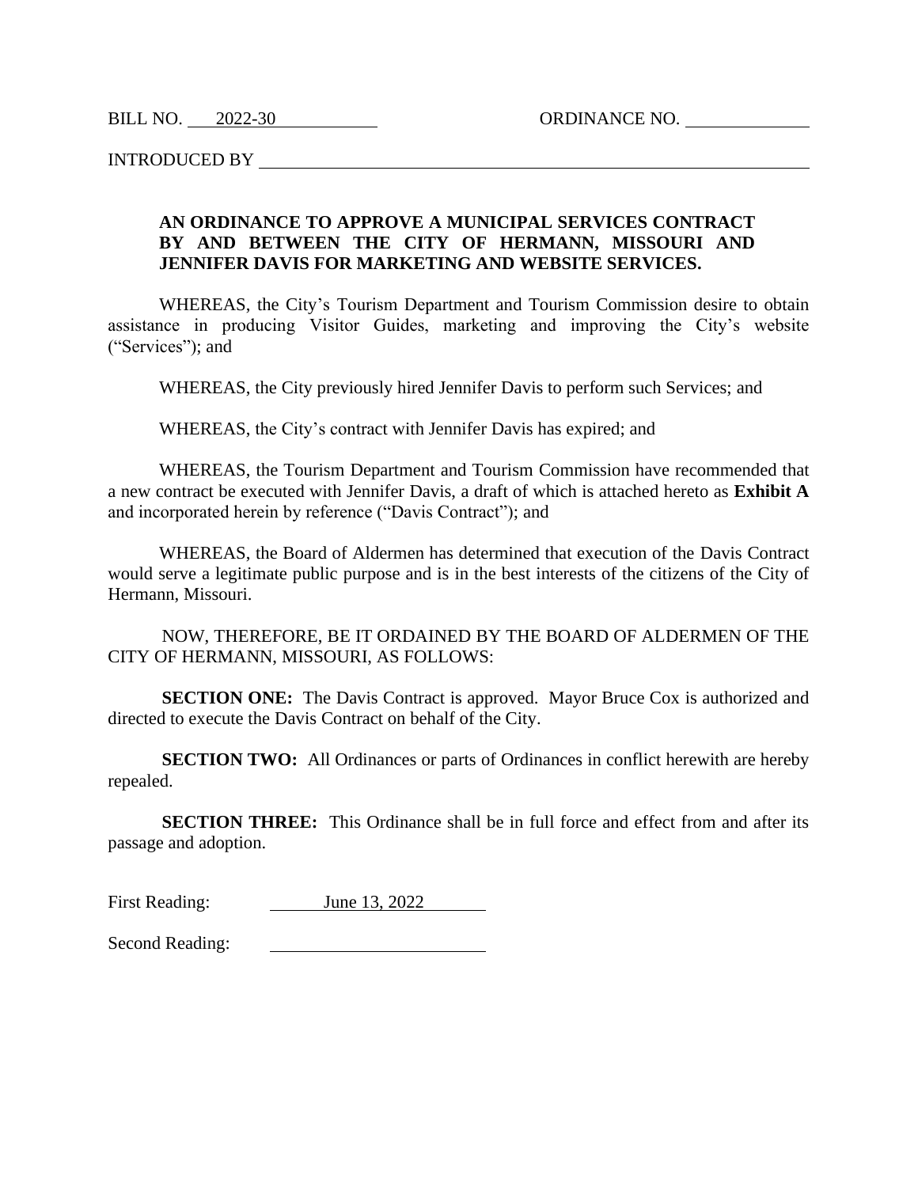BILL NO. 2022-30 ORDINANCE NO. ____________

INTRODUCED BY ____________________________________________

**AN ORDINANCE TO APPROVE A MUNICIPAL SERVICES CONTRACT BY AND BETWEEN THE CITY OF HERMANN, MISSOURI AND JENNIFER DAVIS FOR MARKETING AND WEBSITE SERVICES.**

WHEREAS, the City's Tourism Department and Tourism Commission desire to obtain assistance in producing Visitor Guides, marketing and improving the City's website ("Services"); and

WHEREAS, the City previously hired Jennifer Davis to perform such Services; and

WHEREAS, the City's contract with Jennifer Davis has expired; and

WHEREAS, the Tourism Department and Tourism Commission have recommended that a new contract be executed with Jennifer Davis, a draft of which is attached hereto as **Exhibit A** and incorporated herein by reference ("Davis Contract"); and

WHEREAS, the Board of Aldermen has determined that execution of the Davis Contract would serve a legitimate public purpose and is in the best interests of the citizens of the City of Hermann, Missouri.

NOW, THEREFORE, BE IT ORDAINED BY THE BOARD OF ALDERMEN OF THE CITY OF HERMANN, MISSOURI, AS FOLLOWS:

**SECTION ONE:** The Davis Contract is approved. Mayor Bruce Cox is authorized and directed to execute the Davis Contract on behalf of the City.

**SECTION TWO:** All Ordinances or parts of Ordinances in conflict herewith are hereby repealed.

**SECTION THREE:** This Ordinance shall be in full force and effect from and after its passage and adoption.

First Reading: June 13, 2022

Second Reading: ____________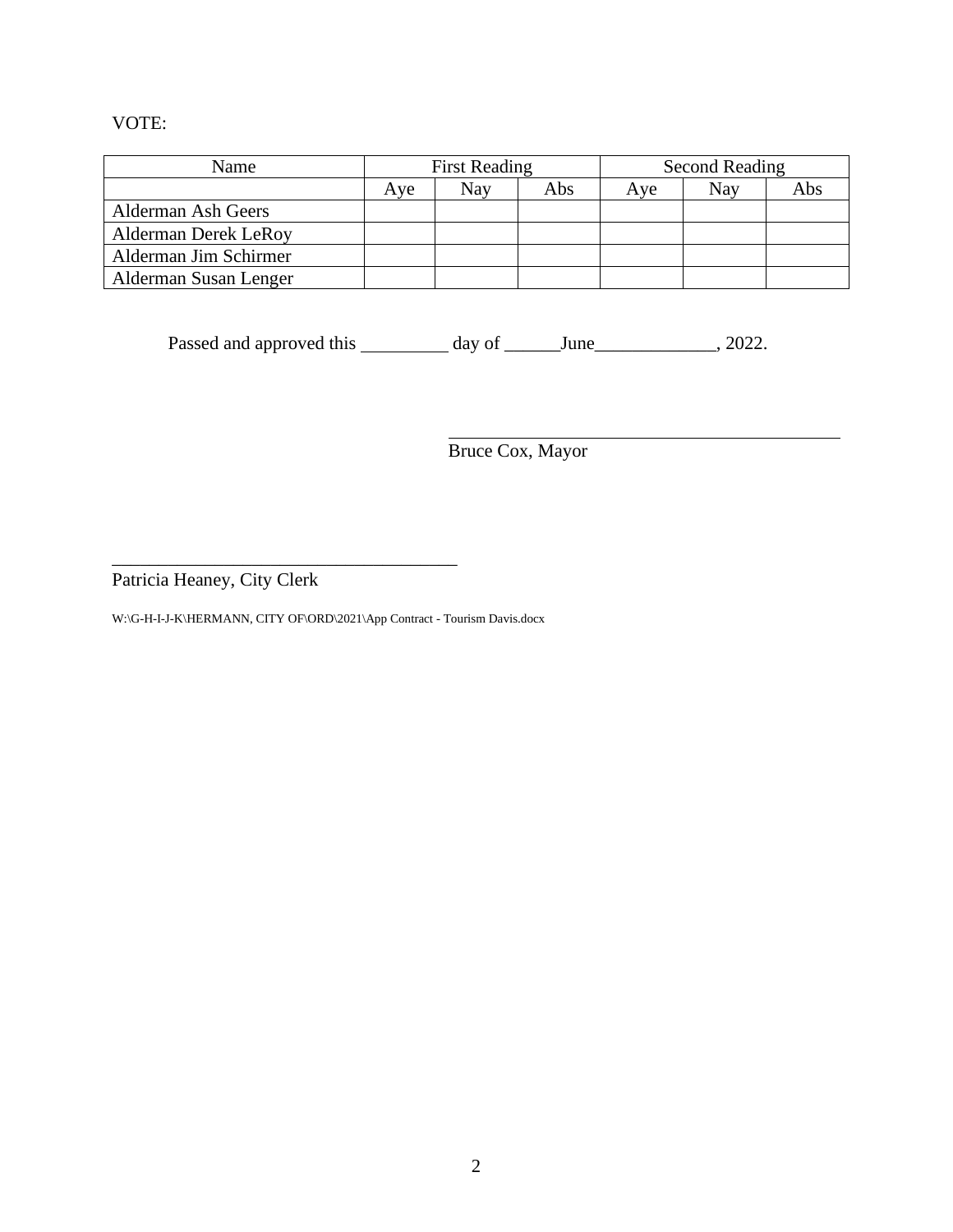VOTE:

| Name | First Reading | | | Second Reading | | |
|---|---|---|---|---|---|---|
| | Aye | Nay | Abs | Aye | Nay | Abs |
| Alderman Ash Geers | | | | | | |
| Alderman Derek LeRoy | | | | | | |
| Alderman Jim Schirmer | | | | | | |
| Alderman Susan Lenger | | | | | | |

Passed and approved this __________ day of ______June_____________, 2022.

______________________________________________
Bruce Cox, Mayor

______________________________________
Patricia Heaney, City Clerk

W:\G-H-I-J-K\HERMANN, CITY OF\ORD\2021\App Contract - Tourism Davis.docx